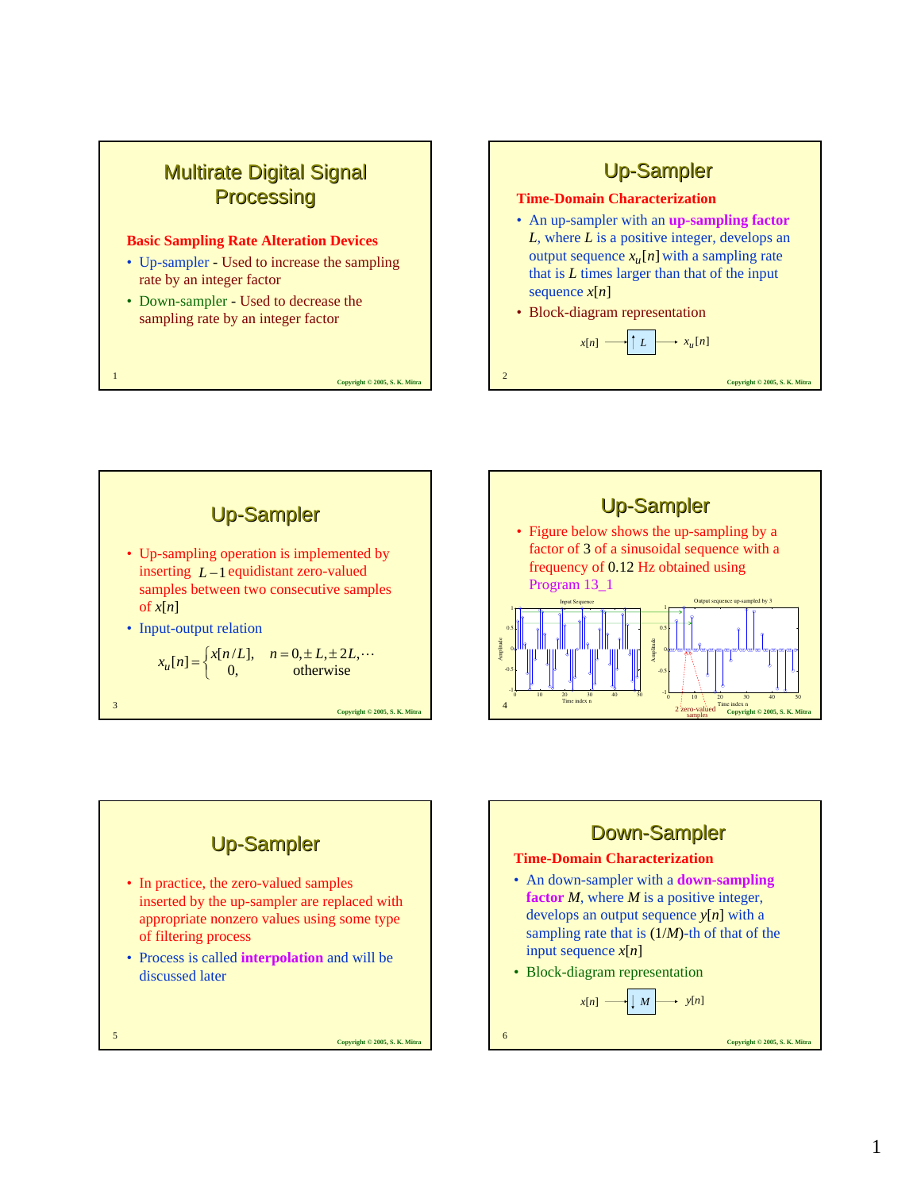# Multirate Digital Signal Processing

**Basic Sampling Rate Alteration Devices**

- Up-sampler - Used to increase the sampling rate by an integer factor
- Down-sampler - Used to decrease the sampling rate by an integer factor

## Up-Sampler

**Time-Domain Characterization**

- An up-sampler with an **up-sampling factor** $L$, where $L$ is a positive integer, develops an output sequence $x_u[n]$ with a sampling rate that is $L$ times larger than that of the input sequence $x[n]$
- Block-diagram representation

$$x[n] \longrightarrow \boxed{\uparrow L} \longrightarrow x_u[n]$$

## Up-Sampler

- Up-sampling operation is implemented by inserting $L-1$ equidistant zero-valued samples between two consecutive samples of $x[n]$
- Input-output relation

$$x_u[n] = \begin{cases} x[n/L], & n = 0, \pm L, \pm 2L, \cdots \\ 0, & \text{otherwise} \end{cases}$$

## Up-Sampler

- Figure below shows the up-sampling by a factor of 3 of a sinusoidal sequence with a frequency of 0.12 Hz obtained using Program 13_1

Input Sequence | Output sequence up-sampled by 3

Amplitude vs. Time index n; 2 zero-valued samples

## Up-Sampler

- In practice, the zero-valued samples inserted by the up-sampler are replaced with appropriate nonzero values using some type of filtering process
- Process is called **interpolation** and will be discussed later

## Down-Sampler

**Time-Domain Characterization**

- An down-sampler with a **down-sampling factor** $M$, where $M$ is a positive integer, develops an output sequence $y[n]$ with a sampling rate that is $(1/M)$-th of that of the input sequence $x[n]$
- Block-diagram representation

$$x[n] \longrightarrow \boxed{\downarrow M} \longrightarrow y[n]$$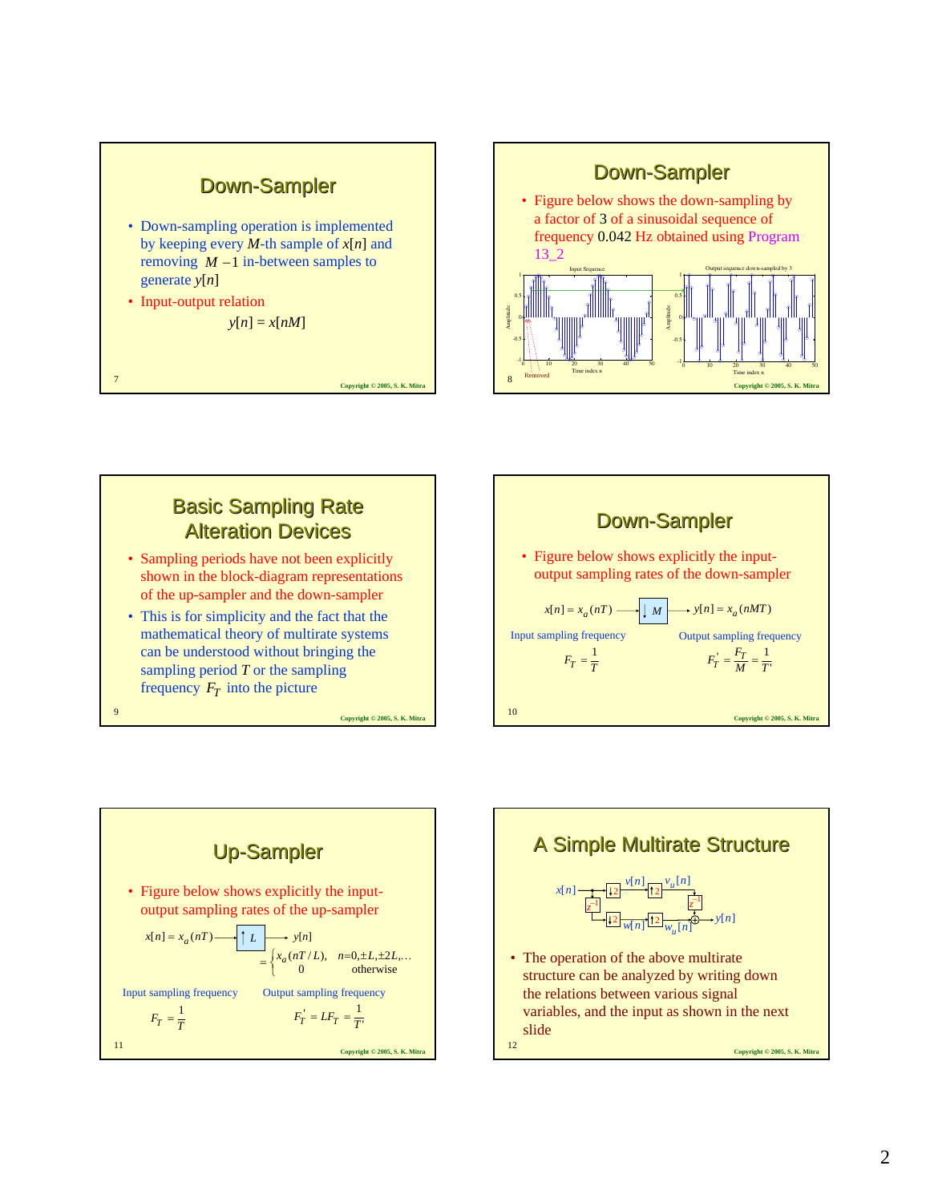## Down-Sampler

- Down-sampling operation is implemented by keeping every $M$-th sample of $x[n]$ and removing $M-1$ in-between samples to generate $y[n]$
- Input-output relation

$$y[n] = x[nM]$$

## Down-Sampler

- Figure below shows the down-sampling by a factor of 3 of a sinusoidal sequence of frequency 0.042 Hz obtained using Program 13_2

## Basic Sampling Rate Alteration Devices

- Sampling periods have not been explicitly shown in the block-diagram representations of the up-sampler and the down-sampler
- This is for simplicity and the fact that the mathematical theory of multirate systems can be understood without bringing the sampling period $T$ or the sampling frequency $F_T$ into the picture

## Down-Sampler

- Figure below shows explicitly the input-output sampling rates of the down-sampler

$$x[n] = x_a(nT) \longrightarrow \boxed{\downarrow M} \longrightarrow y[n] = x_a(nMT)$$

Input sampling frequency $F_T = \dfrac{1}{T}$

Output sampling frequency $F_T' = \dfrac{F_T}{M} = \dfrac{1}{T'}$

## Up-Sampler

- Figure below shows explicitly the input-output sampling rates of the up-sampler

$$x[n] = x_a(nT) \longrightarrow \boxed{\uparrow L} \longrightarrow y[n]$$

$$= \begin{cases} x_a(nT/L), & n = 0, \pm L, \pm 2L, \ldots \\ 0 & \text{otherwise} \end{cases}$$

Input sampling frequency $F_T = \dfrac{1}{T}$

Output sampling frequency $F_T' = LF_T = \dfrac{1}{T'}$

## A Simple Multirate Structure

- The operation of the above multirate structure can be analyzed by writing down the relations between various signal variables, and the input as shown in the next slide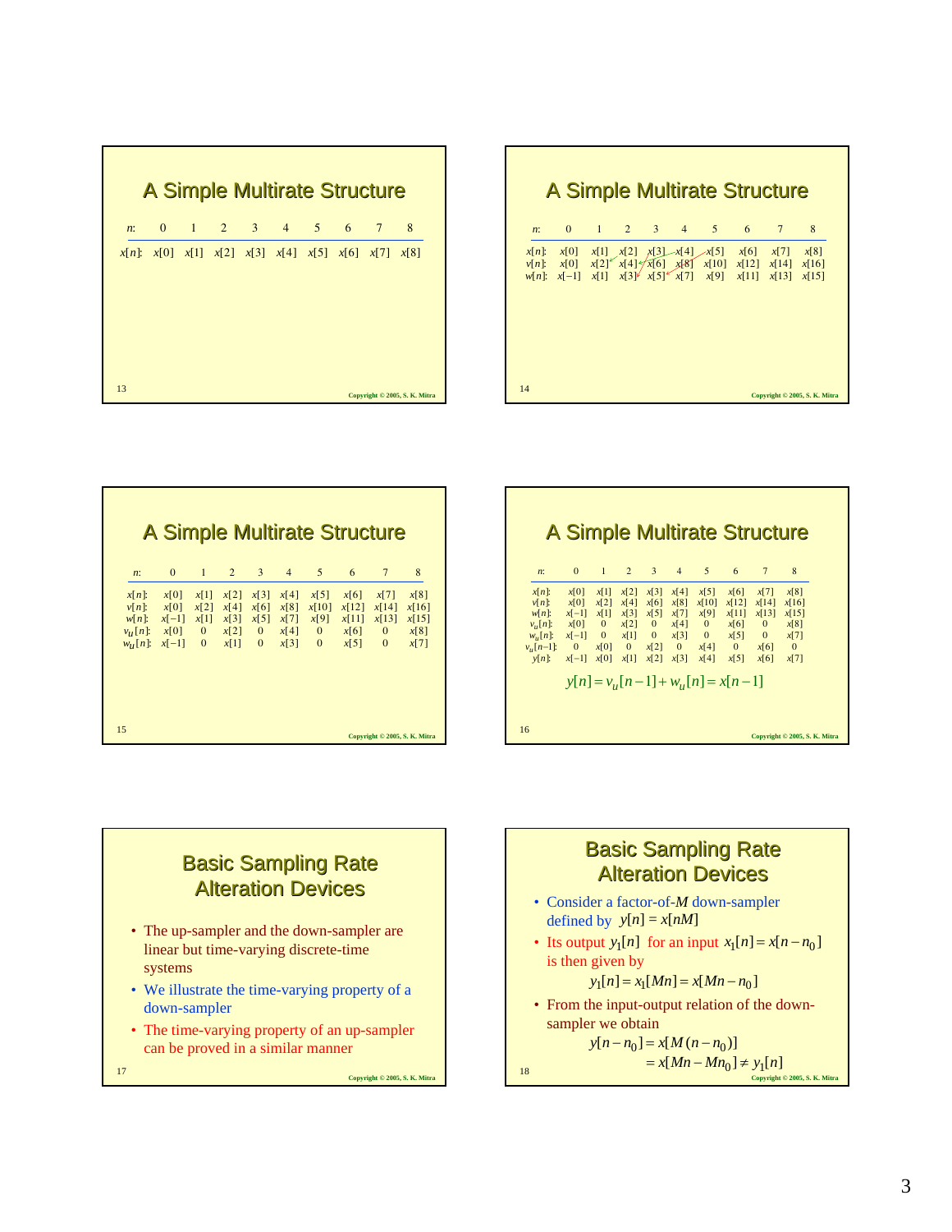## A Simple Multirate Structure

| $n$: | 0 | 1 | 2 | 3 | 4 | 5 | 6 | 7 | 8 |
|---|---|---|---|---|---|---|---|---|---|
| $x[n]$: | $x[0]$ | $x[1]$ | $x[2]$ | $x[3]$ | $x[4]$ | $x[5]$ | $x[6]$ | $x[7]$ | $x[8]$ |

## A Simple Multirate Structure

| $n$: | 0 | 1 | 2 | 3 | 4 | 5 | 6 | 7 | 8 |
|---|---|---|---|---|---|---|---|---|---|
| $x[n]$: | $x[0]$ | $x[1]$ | $x[2]$ | $x[3]$ | $x[4]$ | $x[5]$ | $x[6]$ | $x[7]$ | $x[8]$ |
| $v[n]$: | $x[0]$ | $x[2]$ | $x[4]$ | $x[6]$ | $x[8]$ | $x[10]$ | $x[12]$ | $x[14]$ | $x[16]$ |
| $w[n]$: | $x[-1]$ | $x[1]$ | $x[3]$ | $x[5]$ | $x[7]$ | $x[9]$ | $x[11]$ | $x[13]$ | $x[15]$ |

## A Simple Multirate Structure

| $n$: | 0 | 1 | 2 | 3 | 4 | 5 | 6 | 7 | 8 |
|---|---|---|---|---|---|---|---|---|---|
| $x[n]$: | $x[0]$ | $x[1]$ | $x[2]$ | $x[3]$ | $x[4]$ | $x[5]$ | $x[6]$ | $x[7]$ | $x[8]$ |
| $v[n]$: | $x[0]$ | $x[2]$ | $x[4]$ | $x[6]$ | $x[8]$ | $x[10]$ | $x[12]$ | $x[14]$ | $x[16]$ |
| $w[n]$: | $x[-1]$ | $x[1]$ | $x[3]$ | $x[5]$ | $x[7]$ | $x[9]$ | $x[11]$ | $x[13]$ | $x[15]$ |
| $v_u[n]$: | $x[0]$ | 0 | $x[2]$ | 0 | $x[4]$ | 0 | $x[6]$ | 0 | $x[8]$ |
| $w_u[n]$: | $x[-1]$ | 0 | $x[1]$ | 0 | $x[3]$ | 0 | $x[5]$ | 0 | $x[7]$ |

## A Simple Multirate Structure

| $n$: | 0 | 1 | 2 | 3 | 4 | 5 | 6 | 7 | 8 |
|---|---|---|---|---|---|---|---|---|---|
| $x[n]$: | $x[0]$ | $x[1]$ | $x[2]$ | $x[3]$ | $x[4]$ | $x[5]$ | $x[6]$ | $x[7]$ | $x[8]$ |
| $v[n]$: | $x[0]$ | $x[2]$ | $x[4]$ | $x[6]$ | $x[8]$ | $x[10]$ | $x[12]$ | $x[14]$ | $x[16]$ |
| $w[n]$: | $x[-1]$ | $x[1]$ | $x[3]$ | $x[5]$ | $x[7]$ | $x[9]$ | $x[11]$ | $x[13]$ | $x[15]$ |
| $v_u[n]$: | $x[0]$ | 0 | $x[2]$ | 0 | $x[4]$ | 0 | $x[6]$ | 0 | $x[8]$ |
| $w_u[n]$: | $x[-1]$ | 0 | $x[1]$ | 0 | $x[3]$ | 0 | $x[5]$ | 0 | $x[7]$ |
| $v_u[n-1]$: | 0 | $x[0]$ | 0 | $x[2]$ | 0 | $x[4]$ | 0 | $x[6]$ | 0 |
| $y[n]$: | $x[-1]$ | $x[0]$ | $x[1]$ | $x[2]$ | $x[3]$ | $x[4]$ | $x[5]$ | $x[6]$ | $x[7]$ |

$$y[n] = v_u[n-1] + w_u[n] = x[n-1]$$

## Basic Sampling Rate Alteration Devices

- The up-sampler and the down-sampler are linear but time-varying discrete-time systems
- We illustrate the time-varying property of a down-sampler
- The time-varying property of an up-sampler can be proved in a similar manner

## Basic Sampling Rate Alteration Devices

- Consider a factor-of-$M$ down-sampler defined by $y[n] = x[nM]$
- Its output $y_1[n]$ for an input $x_1[n] = x[n-n_0]$ is then given by

$$y_1[n] = x_1[Mn] = x[Mn - n_0]$$

- From the input-output relation of the down-sampler we obtain

$$y[n-n_0] = x[M(n-n_0)]$$
$$= x[Mn - Mn_0] \neq y_1[n]$$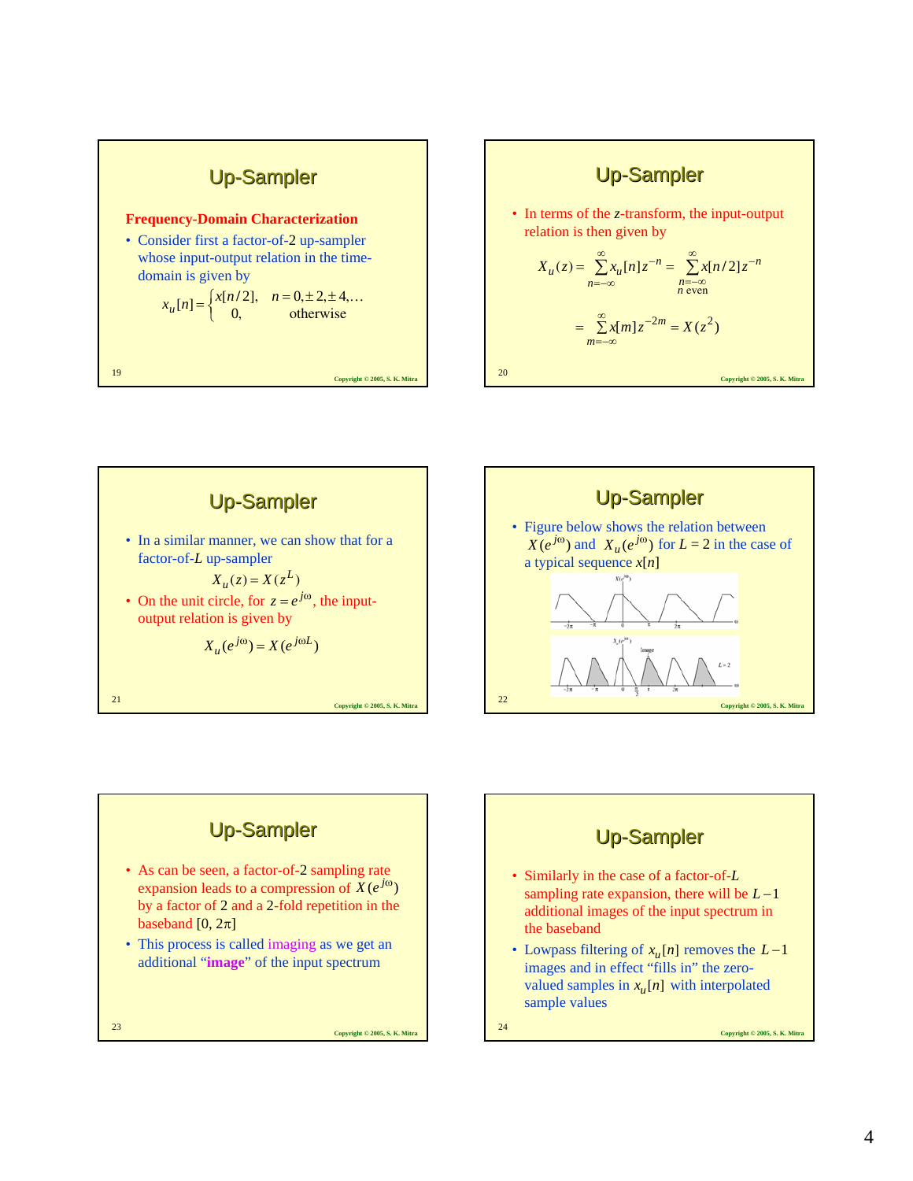## Up-Sampler

**Frequency-Domain Characterization**

- Consider first a factor-of-2 up-sampler whose input-output relation in the time-domain is given by

$$x_u[n] = \begin{cases} x[n/2], & n = 0, \pm 2, \pm 4, \ldots \\ 0, & \text{otherwise} \end{cases}$$

## Up-Sampler

- In terms of the *z*-transform, the input-output relation is then given by

$$X_u(z) = \sum_{n=-\infty}^{\infty} x_u[n] z^{-n} = \sum_{\substack{n=-\infty \\ n \text{ even}}}^{\infty} x[n/2] z^{-n}$$

$$= \sum_{m=-\infty}^{\infty} x[m] z^{-2m} = X(z^2)$$

## Up-Sampler

- In a similar manner, we can show that for a factor-of-*L* up-sampler

$$X_u(z) = X(z^L)$$

- On the unit circle, for $z = e^{j\omega}$, the input-output relation is given by

$$X_u(e^{j\omega}) = X(e^{j\omega L})$$

## Up-Sampler

- Figure below shows the relation between $X(e^{j\omega})$ and $X_u(e^{j\omega})$ for $L = 2$ in the case of a typical sequence $x[n]$

## Up-Sampler

- As can be seen, a factor-of-2 sampling rate expansion leads to a compression of $X(e^{j\omega})$ by a factor of 2 and a 2-fold repetition in the baseband $[0, 2\pi]$
- This process is called imaging as we get an additional "**image**" of the input spectrum

## Up-Sampler

- Similarly in the case of a factor-of-*L* sampling rate expansion, there will be $L-1$ additional images of the input spectrum in the baseband
- Lowpass filtering of $x_u[n]$ removes the $L-1$ images and in effect "fills in" the zero-valued samples in $x_u[n]$ with interpolated sample values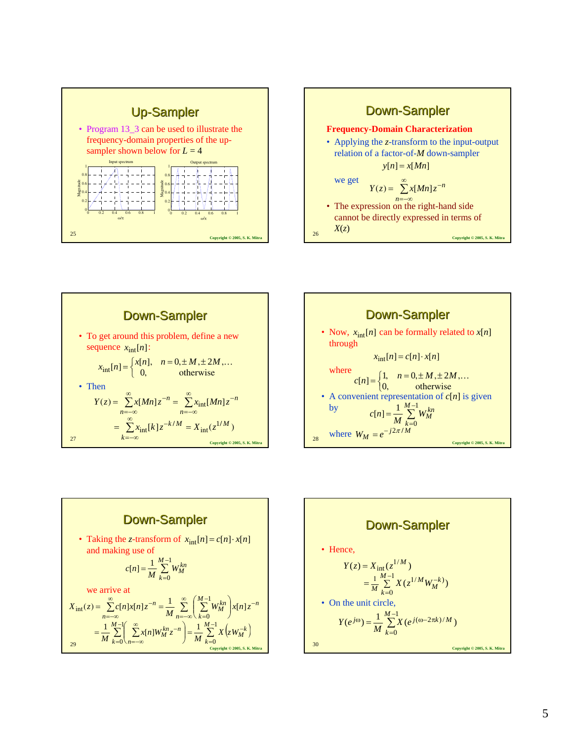## Up-Sampler

- Program 13_3 can be used to illustrate the frequency-domain properties of the up-sampler shown below for $L = 4$

Input spectrum

Output spectrum

## Down-Sampler

**Frequency-Domain Characterization**

- Applying the $z$-transform to the input-output relation of a factor-of-$M$ down-sampler

$$y[n] = x[Mn]$$

we get

$$Y(z) = \sum_{n=-\infty}^{\infty} x[Mn] z^{-n}$$

- The expression on the right-hand side cannot be directly expressed in terms of $X(z)$

## Down-Sampler

- To get around this problem, define a new sequence $x_{\text{int}}[n]$:

$$x_{\text{int}}[n] = \begin{cases} x[n], & n = 0, \pm M, \pm 2M, \ldots \\ 0, & \text{otherwise} \end{cases}$$

- Then

$$Y(z) = \sum_{n=-\infty}^{\infty} x[Mn] z^{-n} = \sum_{n=-\infty}^{\infty} x_{\text{int}}[Mn] z^{-n}$$

$$= \sum_{k=-\infty}^{\infty} x_{\text{int}}[k] z^{-k/M} = X_{\text{int}}(z^{1/M})$$

## Down-Sampler

- Now, $x_{\text{int}}[n]$ can be formally related to $x[n]$ through

$$x_{\text{int}}[n] = c[n] \cdot x[n]$$

where

$$c[n] = \begin{cases} 1, & n = 0, \pm M, \pm 2M, \ldots \\ 0, & \text{otherwise} \end{cases}$$

- A convenient representation of $c[n]$ is given by

$$c[n] = \frac{1}{M} \sum_{k=0}^{M-1} W_M^{kn}$$

where $W_M = e^{-j2\pi/M}$

## Down-Sampler

- Taking the $z$-transform of $x_{\text{int}}[n] = c[n] \cdot x[n]$ and making use of

$$c[n] = \frac{1}{M} \sum_{k=0}^{M-1} W_M^{kn}$$

we arrive at

$$X_{\text{int}}(z) = \sum_{n=-\infty}^{\infty} c[n] x[n] z^{-n} = \frac{1}{M} \sum_{n=-\infty}^{\infty} \left( \sum_{k=0}^{M-1} W_M^{kn} \right) x[n] z^{-n}$$

$$= \frac{1}{M} \sum_{k=0}^{M-1} \left( \sum_{n=-\infty}^{\infty} x[n] W_M^{kn} z^{-n} \right) = \frac{1}{M} \sum_{k=0}^{M-1} X\left(z W_M^{-k}\right)$$

## Down-Sampler

- Hence,

$$Y(z) = X_{\text{int}}(z^{1/M})$$

$$= \frac{1}{M} \sum_{k=0}^{M-1} X(z^{1/M} W_M^{-k})$$

- On the unit circle,

$$Y(e^{j\omega}) = \frac{1}{M} \sum_{k=0}^{M-1} X(e^{j(\omega - 2\pi k)/M})$$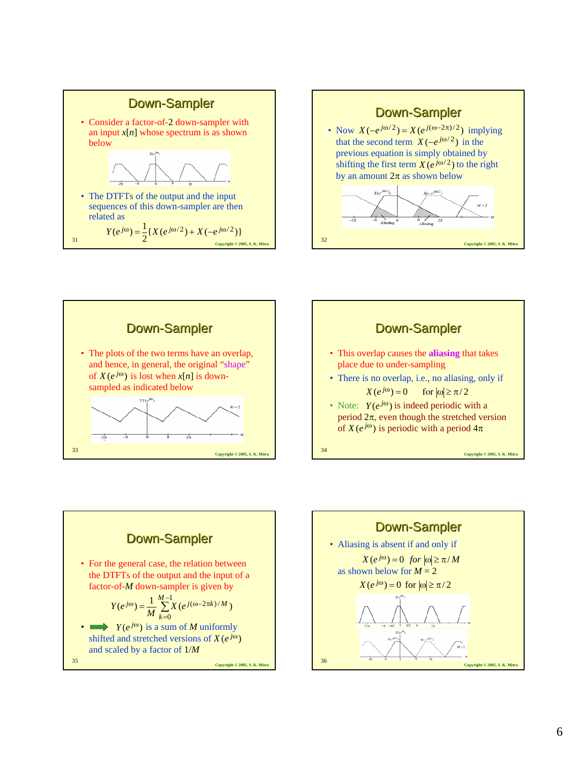## Down-Sampler

- Consider a factor-of-2 down-sampler with an input $x[n]$ whose spectrum is as shown below

- The DTFTs of the output and the input sequences of this down-sampler are then related as

$$Y(e^{j\omega}) = \frac{1}{2}\{X(e^{j\omega/2}) + X(-e^{j\omega/2})\}$$

## Down-Sampler

- Now $X(-e^{j\omega/2}) = X(e^{j(\omega-2\pi)/2})$ implying that the second term $X(-e^{j\omega/2})$ in the previous equation is simply obtained by shifting the first term $X(e^{j\omega/2})$ to the right by an amount $2\pi$ as shown below

## Down-Sampler

- The plots of the two terms have an overlap, and hence, in general, the original "shape" of $X(e^{j\omega})$ is lost when $x[n]$ is down-sampled as indicated below

## Down-Sampler

- This overlap causes the **aliasing** that takes place due to under-sampling
- There is no overlap, i.e., no aliasing, only if

$$X(e^{j\omega}) = 0 \quad \text{for } |\omega| \geq \pi/2$$

- Note: $Y(e^{j\omega})$ is indeed periodic with a period $2\pi$, even though the stretched version of $X(e^{j\omega})$ is periodic with a period $4\pi$

## Down-Sampler

- For the general case, the relation between the DTFTs of the output and the input of a factor-of-$M$ down-sampler is given by

$$Y(e^{j\omega}) = \frac{1}{M}\sum_{k=0}^{M-1} X(e^{j(\omega-2\pi k)/M})$$

- ➡ $Y(e^{j\omega})$ is a sum of $M$ uniformly shifted and stretched versions of $X(e^{j\omega})$ and scaled by a factor of $1/M$

## Down-Sampler

- Aliasing is absent if and only if

$$X(e^{j\omega}) = 0 \quad \text{for } |\omega| \geq \pi/M$$

as shown below for $M = 2$

$$X(e^{j\omega}) = 0 \quad \text{for } |\omega| \geq \pi/2$$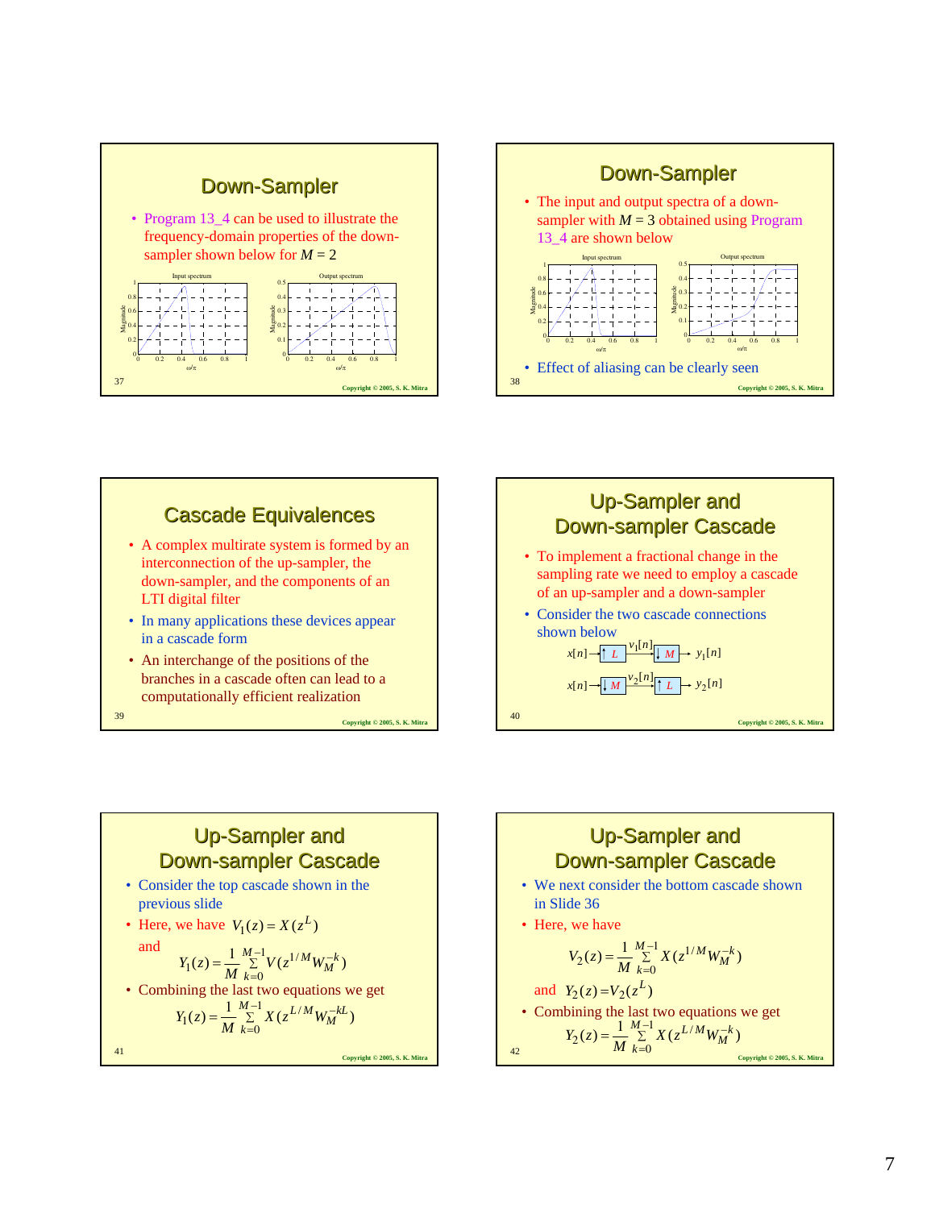## Down-Sampler

- Program 13_4 can be used to illustrate the frequency-domain properties of the down-sampler shown below for $M = 2$

## Down-Sampler

- The input and output spectra of a down-sampler with $M = 3$ obtained using Program 13_4 are shown below
- Effect of aliasing can be clearly seen

## Cascade Equivalences

- A complex multirate system is formed by an interconnection of the up-sampler, the down-sampler, and the components of an LTI digital filter
- In many applications these devices appear in a cascade form
- An interchange of the positions of the branches in a cascade often can lead to a computationally efficient realization

## Up-Sampler and Down-sampler Cascade

- To implement a fractional change in the sampling rate we need to employ a cascade of an up-sampler and a down-sampler
- Consider the two cascade connections shown below

$$x[n] \rightarrow \boxed{\uparrow L} \xrightarrow{v_1[n]} \boxed{\downarrow M} \rightarrow y_1[n]$$

$$x[n] \rightarrow \boxed{\downarrow M} \xrightarrow{v_2[n]} \boxed{\uparrow L} \rightarrow y_2[n]$$

## Up-Sampler and Down-sampler Cascade

- Consider the top cascade shown in the previous slide
- Here, we have $V_1(z) = X(z^L)$

  and
$$Y_1(z) = \frac{1}{M}\sum_{k=0}^{M-1} V(z^{1/M} W_M^{-k})$$
- Combining the last two equations we get
$$Y_1(z) = \frac{1}{M}\sum_{k=0}^{M-1} X(z^{L/M} W_M^{-kL})$$

## Up-Sampler and Down-sampler Cascade

- We next consider the bottom cascade shown in Slide 36
- Here, we have
$$V_2(z) = \frac{1}{M}\sum_{k=0}^{M-1} X(z^{1/M} W_M^{-k})$$

  and $Y_2(z) = V_2(z^L)$
- Combining the last two equations we get
$$Y_2(z) = \frac{1}{M}\sum_{k=0}^{M-1} X(z^{L/M} W_M^{-k})$$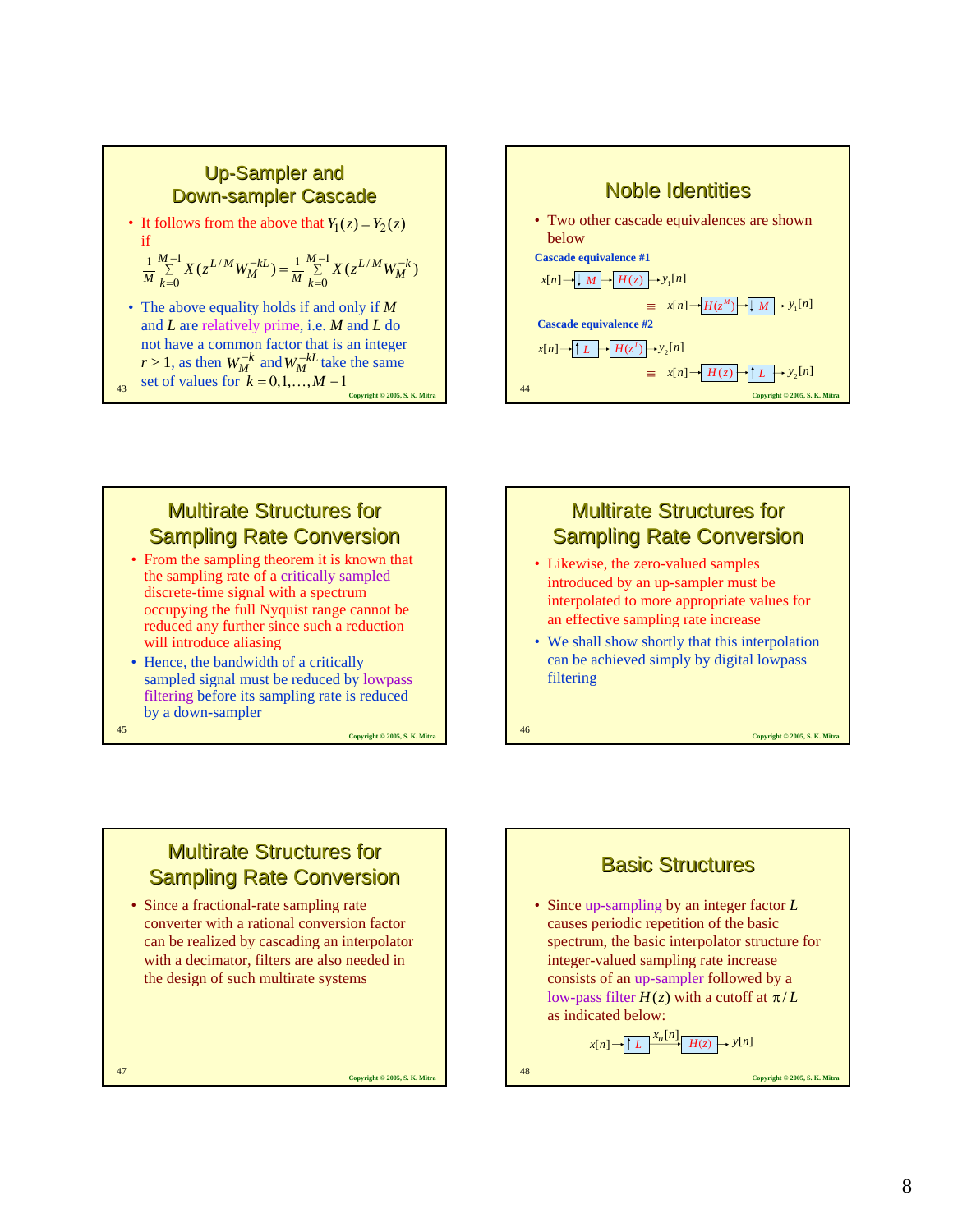## Up-Sampler and Down-sampler Cascade

- It follows from the above that $Y_1(z) = Y_2(z)$ if

$$\frac{1}{M}\sum_{k=0}^{M-1} X(z^{L/M} W_M^{-kL}) = \frac{1}{M}\sum_{k=0}^{M-1} X(z^{L/M} W_M^{-k})$$

- The above equality holds if and only if $M$ and $L$ are relatively prime, i.e. $M$ and $L$ do not have a common factor that is an integer $r > 1$, as then $W_M^{-k}$ and $W_M^{-kL}$ take the same set of values for $k = 0, 1, \ldots, M-1$

## Noble Identities

- Two other cascade equivalences are shown below

**Cascade equivalence #1**

$x[n] \rightarrow \boxed{\downarrow M} \rightarrow \boxed{H(z)} \rightarrow y_1[n]$

$\equiv \quad x[n] \rightarrow \boxed{H(z^M)} \rightarrow \boxed{\downarrow M} \rightarrow y_1[n]$

**Cascade equivalence #2**

$x[n] \rightarrow \boxed{\uparrow L} \rightarrow \boxed{H(z^L)} \rightarrow y_2[n]$

$\equiv \quad x[n] \rightarrow \boxed{H(z)} \rightarrow \boxed{\uparrow L} \rightarrow y_2[n]$

## Multirate Structures for Sampling Rate Conversion

- From the sampling theorem it is known that the sampling rate of a critically sampled discrete-time signal with a spectrum occupying the full Nyquist range cannot be reduced any further since such a reduction will introduce aliasing
- Hence, the bandwidth of a critically sampled signal must be reduced by lowpass filtering before its sampling rate is reduced by a down-sampler

## Multirate Structures for Sampling Rate Conversion

- Likewise, the zero-valued samples introduced by an up-sampler must be interpolated to more appropriate values for an effective sampling rate increase
- We shall show shortly that this interpolation can be achieved simply by digital lowpass filtering

## Multirate Structures for Sampling Rate Conversion

- Since a fractional-rate sampling rate converter with a rational conversion factor can be realized by cascading an interpolator with a decimator, filters are also needed in the design of such multirate systems

## Basic Structures

- Since up-sampling by an integer factor $L$ causes periodic repetition of the basic spectrum, the basic interpolator structure for integer-valued sampling rate increase consists of an up-sampler followed by a low-pass filter $H(z)$ with a cutoff at $\pi/L$ as indicated below:

$x[n] \rightarrow \boxed{\uparrow L} \xrightarrow{x_u[n]} \boxed{H(z)} \rightarrow y[n]$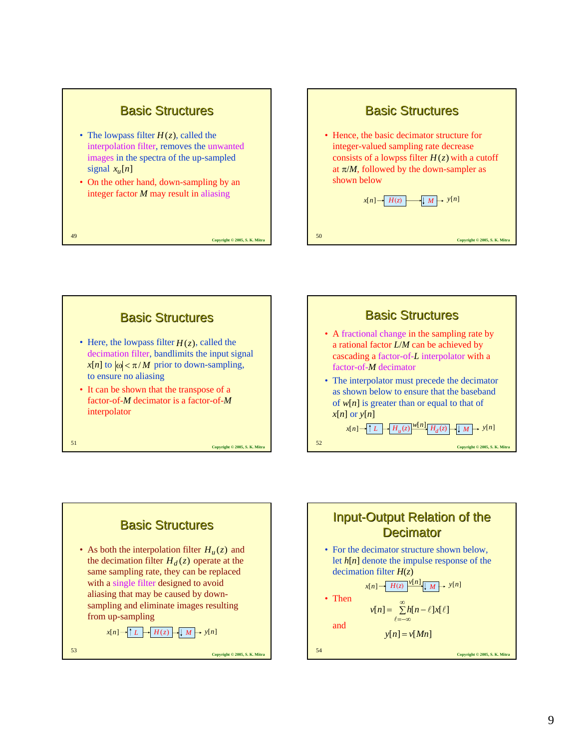## Basic Structures

- The lowpass filter $H(z)$, called the interpolation filter, removes the unwanted images in the spectra of the up-sampled signal $x_u[n]$
- On the other hand, down-sampling by an integer factor $M$ may result in aliasing

## Basic Structures

- Hence, the basic decimator structure for integer-valued sampling rate decrease consists of a lowpss filter $H(z)$ with a cutoff at $\pi/M$, followed by the down-sampler as shown below

$x[n] \rightarrow H(z) \rightarrow \downarrow M \rightarrow y[n]$

## Basic Structures

- Here, the lowpass filter $H(z)$, called the decimation filter, bandlimits the input signal $x[n]$ to $|\omega| < \pi/M$ prior to down-sampling, to ensure no aliasing
- It can be shown that the transpose of a factor-of-$M$ decimator is a factor-of-$M$ interpolator

## Basic Structures

- A fractional change in the sampling rate by a rational factor $L/M$ can be achieved by cascading a factor-of-$L$ interpolator with a factor-of-$M$ decimator
- The interpolator must precede the decimator as shown below to ensure that the baseband of $w[n]$ is greater than or equal to that of $x[n]$ or $y[n]$

$x[n] \rightarrow \uparrow L \rightarrow H_u(z) \xrightarrow{w[n]} H_d(z) \rightarrow \downarrow M \rightarrow y[n]$

## Basic Structures

- As both the interpolation filter $H_u(z)$ and the decimation filter $H_d(z)$ operate at the same sampling rate, they can be replaced with a single filter designed to avoid aliasing that may be caused by down-sampling and eliminate images resulting from up-sampling

$x[n] \rightarrow \uparrow L \rightarrow H(z) \rightarrow \downarrow M \rightarrow y[n]$

## Input-Output Relation of the Decimator

- For the decimator structure shown below, let $h[n]$ denote the impulse response of the decimation filter $H(z)$

$x[n] \rightarrow H(z) \xrightarrow{v[n]} \downarrow M \rightarrow y[n]$

- Then

$$v[n] = \sum_{\ell=-\infty}^{\infty} h[n-\ell]x[\ell]$$

and

$$y[n] = v[Mn]$$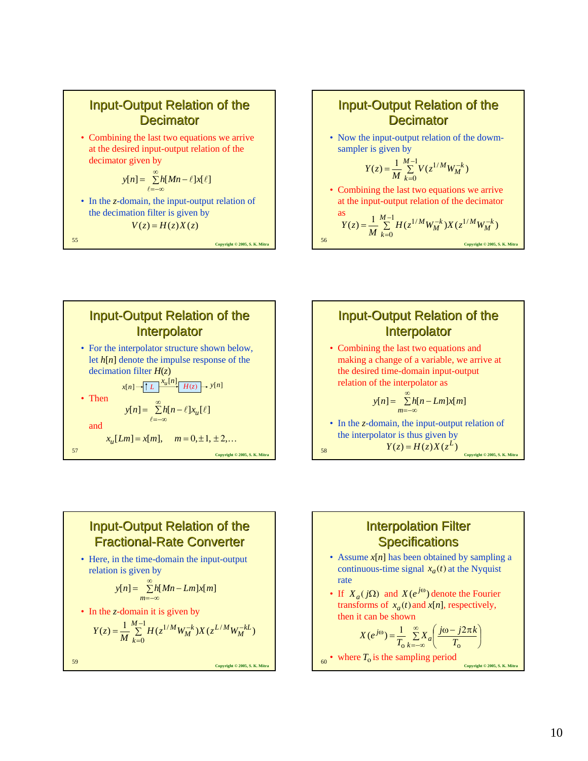## Input-Output Relation of the Decimator

- Combining the last two equations we arrive at the desired input-output relation of the decimator given by

$$y[n] = \sum_{\ell=-\infty}^{\infty} h[Mn-\ell]x[\ell]$$

- In the $z$-domain, the input-output relation of the decimation filter is given by

$$V(z) = H(z)X(z)$$

## Input-Output Relation of the Decimator

- Now the input-output relation of the dowm-sampler is given by

$$Y(z) = \frac{1}{M}\sum_{k=0}^{M-1} V(z^{1/M}W_M^{-k})$$

- Combining the last two equations we arrive at the input-output relation of the decimator as

$$Y(z) = \frac{1}{M}\sum_{k=0}^{M-1} H(z^{1/M}W_M^{-k})X(z^{1/M}W_M^{-k})$$

## Input-Output Relation of the Interpolator

- For the interpolator structure shown below, let $h[n]$ denote the impulse response of the decimation filter $H(z)$

$x[n] \rightarrow \boxed{\uparrow L} \xrightarrow{x_u[n]} \boxed{H(z)} \rightarrow y[n]$

- Then

$$y[n] = \sum_{\ell=-\infty}^{\infty} h[n-\ell]x_u[\ell]$$

and

$$x_u[Lm] = x[m], \quad m = 0, \pm 1, \pm 2, \ldots$$

## Input-Output Relation of the Interpolator

- Combining the last two equations and making a change of a variable, we arrive at the desired time-domain input-output relation of the interpolator as

$$y[n] = \sum_{m=-\infty}^{\infty} h[n-Lm]x[m]$$

- In the $z$-domain, the input-output relation of the interpolator is thus given by

$$Y(z) = H(z)X(z^L)$$

## Input-Output Relation of the Fractional-Rate Converter

- Here, in the time-domain the input-output relation is given by

$$y[n] = \sum_{m=-\infty}^{\infty} h[Mn-Lm]x[m]$$

- In the $z$-domain it is given by

$$Y(z) = \frac{1}{M}\sum_{k=0}^{M-1} H(z^{1/M}W_M^{-k})X(z^{L/M}W_M^{-kL})$$

## Interpolation Filter Specifications

- Assume $x[n]$ has been obtained by sampling a continuous-time signal $x_a(t)$ at the Nyquist rate
- If $X_a(j\Omega)$ and $X(e^{j\omega})$ denote the Fourier transforms of $x_a(t)$ and $x[n]$, respectively, then it can be shown

$$X(e^{j\omega}) = \frac{1}{T_o}\sum_{k=-\infty}^{\infty} X_a\left(\frac{j\omega - j2\pi k}{T_o}\right)$$

- where $T_o$ is the sampling period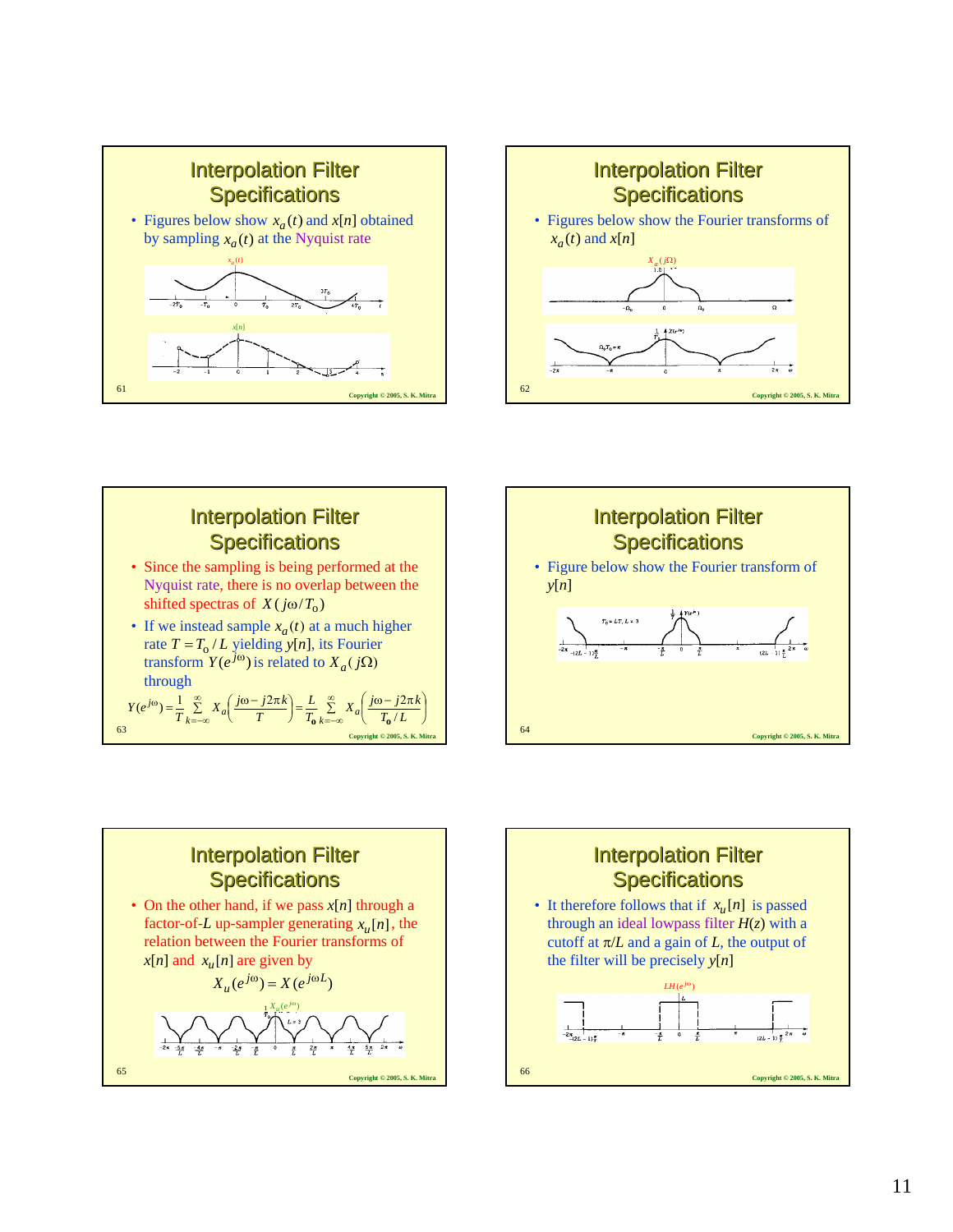## Interpolation Filter Specifications

- Figures below show $x_a(t)$ and $x[n]$ obtained by sampling $x_a(t)$ at the Nyquist rate

## Interpolation Filter Specifications

- Figures below show the Fourier transforms of $x_a(t)$ and $x[n]$

## Interpolation Filter Specifications

- Since the sampling is being performed at the Nyquist rate, there is no overlap between the shifted spectras of $X(j\omega/T_o)$
- If we instead sample $x_a(t)$ at a much higher rate $T = T_o/L$ yielding $y[n]$, its Fourier transform $Y(e^{j\omega})$ is related to $X_a(j\Omega)$ through

$$Y(e^{j\omega}) = \frac{1}{T}\sum_{k=-\infty}^{\infty} X_a\left(\frac{j\omega - j2\pi k}{T}\right) = \frac{L}{T_o}\sum_{k=-\infty}^{\infty} X_a\left(\frac{j\omega - j2\pi k}{T_o/L}\right)$$

## Interpolation Filter Specifications

- Figure below show the Fourier transform of $y[n]$

## Interpolation Filter Specifications

- On the other hand, if we pass $x[n]$ through a factor-of-$L$ up-sampler generating $x_u[n]$, the relation between the Fourier transforms of $x[n]$ and $x_u[n]$ are given by

$$X_u(e^{j\omega}) = X(e^{j\omega L})$$

## Interpolation Filter Specifications

- It therefore follows that if $x_u[n]$ is passed through an ideal lowpass filter $H(z)$ with a cutoff at $\pi/L$ and a gain of $L$, the output of the filter will be precisely $y[n]$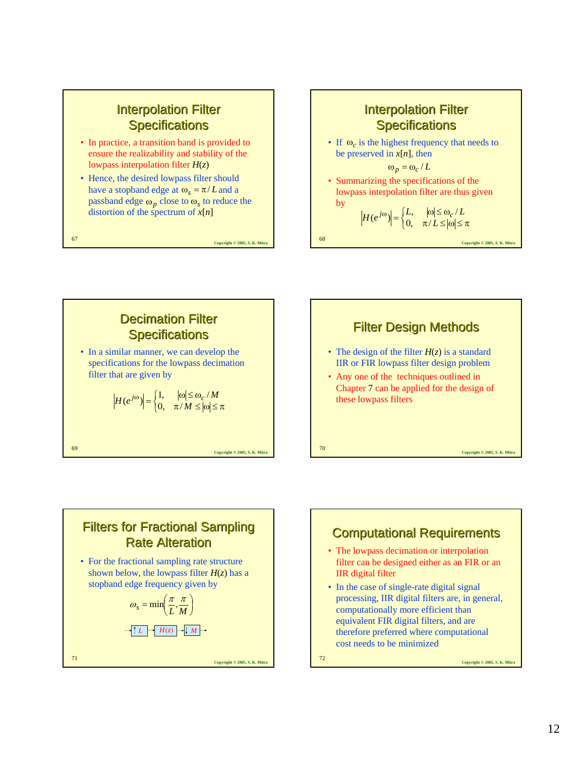## Interpolation Filter Specifications

- In practice, a transition band is provided to ensure the realizability and stability of the lowpass interpolation filter $H(z)$
- Hence, the desired lowpass filter should have a stopband edge at $\omega_s = \pi / L$ and a passband edge $\omega_p$ close to $\omega_s$ to reduce the distortion of the spectrum of $x[n]$

## Interpolation Filter Specifications

- If $\omega_c$ is the highest frequency that needs to be preserved in $x[n]$, then

$$\omega_p = \omega_c / L$$

- Summarizing the specifications of the lowpass interpolation filter are thus given by

$$|H(e^{j\omega})| = \begin{cases} L, & |\omega| \le \omega_c / L \\ 0, & \pi / L \le |\omega| \le \pi \end{cases}$$

## Decimation Filter Specifications

- In a similar manner, we can develop the specifications for the lowpass decimation filter that are given by

$$|H(e^{j\omega})| = \begin{cases} 1, & |\omega| \le \omega_c / M \\ 0, & \pi / M \le |\omega| \le \pi \end{cases}$$

## Filter Design Methods

- The design of the filter $H(z)$ is a standard IIR or FIR lowpass filter design problem
- Any one of the techniques outlined in Chapter 7 can be applied for the design of these lowpass filters

## Filters for Fractional Sampling Rate Alteration

- For the fractional sampling rate structure shown below, the lowpass filter $H(z)$ has a stopband edge frequency given by

$$\omega_s = \min\left(\frac{\pi}{L}, \frac{\pi}{M}\right)$$

$$\rightarrow \boxed{\uparrow L} \rightarrow \boxed{H(z)} \rightarrow \boxed{\downarrow M} \rightarrow$$

## Computational Requirements

- The lowpass decimation or interpolation filter can be designed either as an FIR or an IIR digital filter
- In the case of single-rate digital signal processing, IIR digital filters are, in general, computationally more efficient than equivalent FIR digital filters, and are therefore preferred where computational cost needs to be minimized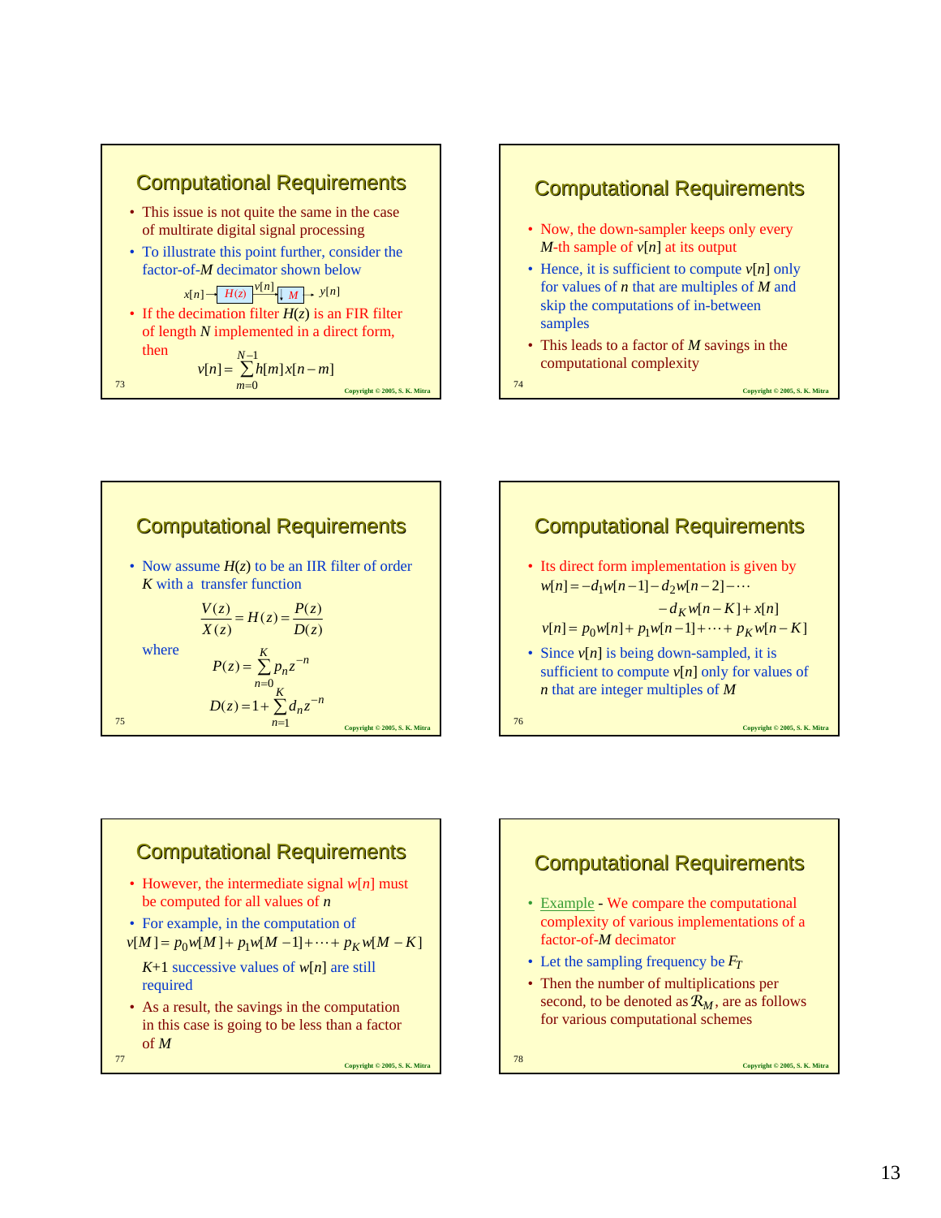## Computational Requirements

- This issue is not quite the same in the case of multirate digital signal processing
- To illustrate this point further, consider the factor-of-$M$ decimator shown below

$$x[n] \rightarrow \boxed{H(z)} \xrightarrow{v[n]} \boxed{\downarrow M} \rightarrow y[n]$$

- If the decimation filter $H(z)$ is an FIR filter of length $N$ implemented in a direct form, then

$$v[n] = \sum_{m=0}^{N-1} h[m]x[n-m]$$

## Computational Requirements

- Now, the down-sampler keeps only every $M$-th sample of $v[n]$ at its output
- Hence, it is sufficient to compute $v[n]$ only for values of $n$ that are multiples of $M$ and skip the computations of in-between samples
- This leads to a factor of $M$ savings in the computational complexity

## Computational Requirements

- Now assume $H(z)$ to be an IIR filter of order $K$ with a transfer function

$$\frac{V(z)}{X(z)} = H(z) = \frac{P(z)}{D(z)}$$

where

$$P(z) = \sum_{n=0}^{K} p_n z^{-n}$$

$$D(z) = 1 + \sum_{n=1}^{K} d_n z^{-n}$$

## Computational Requirements

- Its direct form implementation is given by

$$w[n] = -d_1 w[n-1] - d_2 w[n-2] - \cdots - d_K w[n-K] + x[n]$$

$$v[n] = p_0 w[n] + p_1 w[n-1] + \cdots + p_K w[n-K]$$

- Since $v[n]$ is being down-sampled, it is sufficient to compute $v[n]$ only for values of $n$ that are integer multiples of $M$

## Computational Requirements

- However, the intermediate signal $w[n]$ must be computed for all values of $n$
- For example, in the computation of

$$v[M] = p_0 w[M] + p_1 w[M-1] + \cdots + p_K w[M-K]$$

$K+1$ successive values of $w[n]$ are still required

- As a result, the savings in the computation in this case is going to be less than a factor of $M$

## Computational Requirements

- Example - We compare the computational complexity of various implementations of a factor-of-$M$ decimator
- Let the sampling frequency be $F_T$
- Then the number of multiplications per second, to be denoted as $\mathcal{R}_M$, are as follows for various computational schemes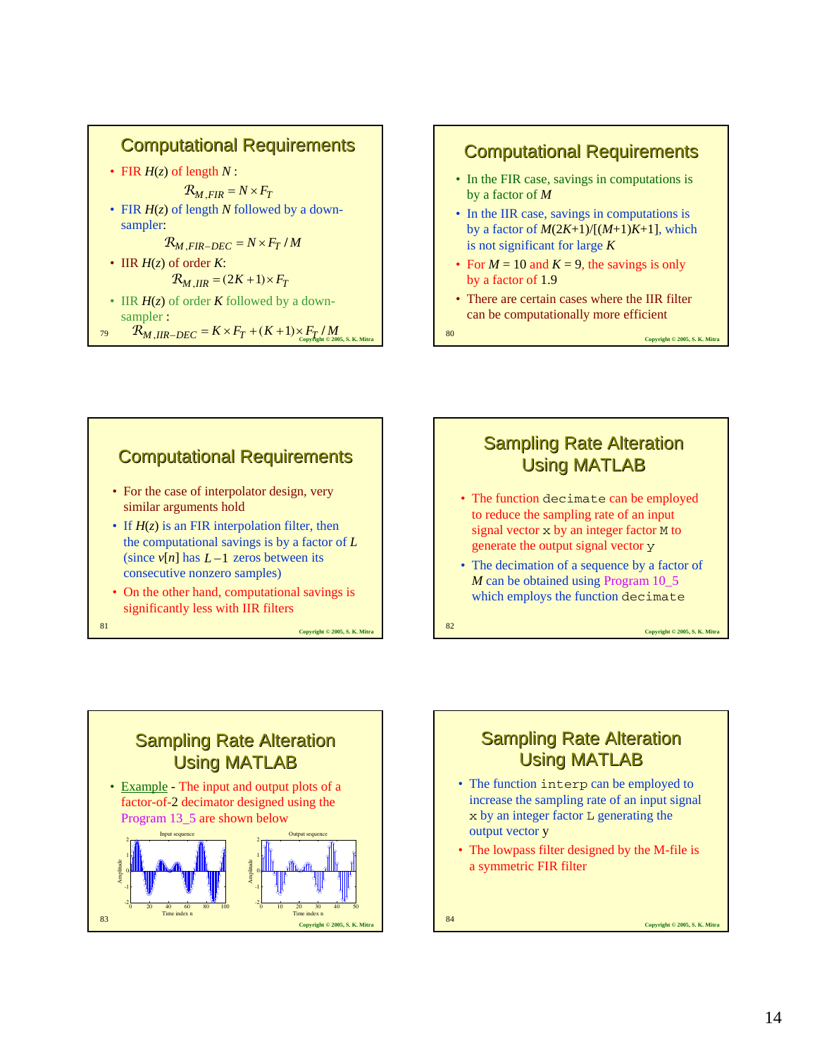## Computational Requirements

- FIR $H(z)$ of length $N$ :

$$\mathcal{R}_{M,FIR} = N \times F_T$$

- FIR $H(z)$ of length $N$ followed by a down-sampler:

$$\mathcal{R}_{M,FIR-DEC} = N \times F_T / M$$

- IIR $H(z)$ of order $K$:

$$\mathcal{R}_{M,IIR} = (2K+1) \times F_T$$

- IIR $H(z)$ of order $K$ followed by a down-sampler :

$$\mathcal{R}_{M,IIR-DEC} = K \times F_T + (K+1) \times F_T / M$$

## Computational Requirements

- In the FIR case, savings in computations is by a factor of $M$
- In the IIR case, savings in computations is by a factor of $M(2K+1)/[(M+1)K+1]$, which is not significant for large $K$
- For $M = 10$ and $K = 9$, the savings is only by a factor of 1.9
- There are certain cases where the IIR filter can be computationally more efficient

## Computational Requirements

- For the case of interpolator design, very similar arguments hold
- If $H(z)$ is an FIR interpolation filter, then the computational savings is by a factor of $L$ (since $v[n]$ has $L-1$ zeros between its consecutive nonzero samples)
- On the other hand, computational savings is significantly less with IIR filters

## Sampling Rate Alteration Using MATLAB

- The function `decimate` can be employed to reduce the sampling rate of an input signal vector `x` by an integer factor `M` to generate the output signal vector `y`
- The decimation of a sequence by a factor of $M$ can be obtained using Program 10_5 which employs the function `decimate`

## Sampling Rate Alteration Using MATLAB

- Example - The input and output plots of a factor-of-2 decimator designed using the Program 13_5 are shown below

## Sampling Rate Alteration Using MATLAB

- The function `interp` can be employed to increase the sampling rate of an input signal `x` by an integer factor `L` generating the output vector `y`
- The lowpass filter designed by the M-file is a symmetric FIR filter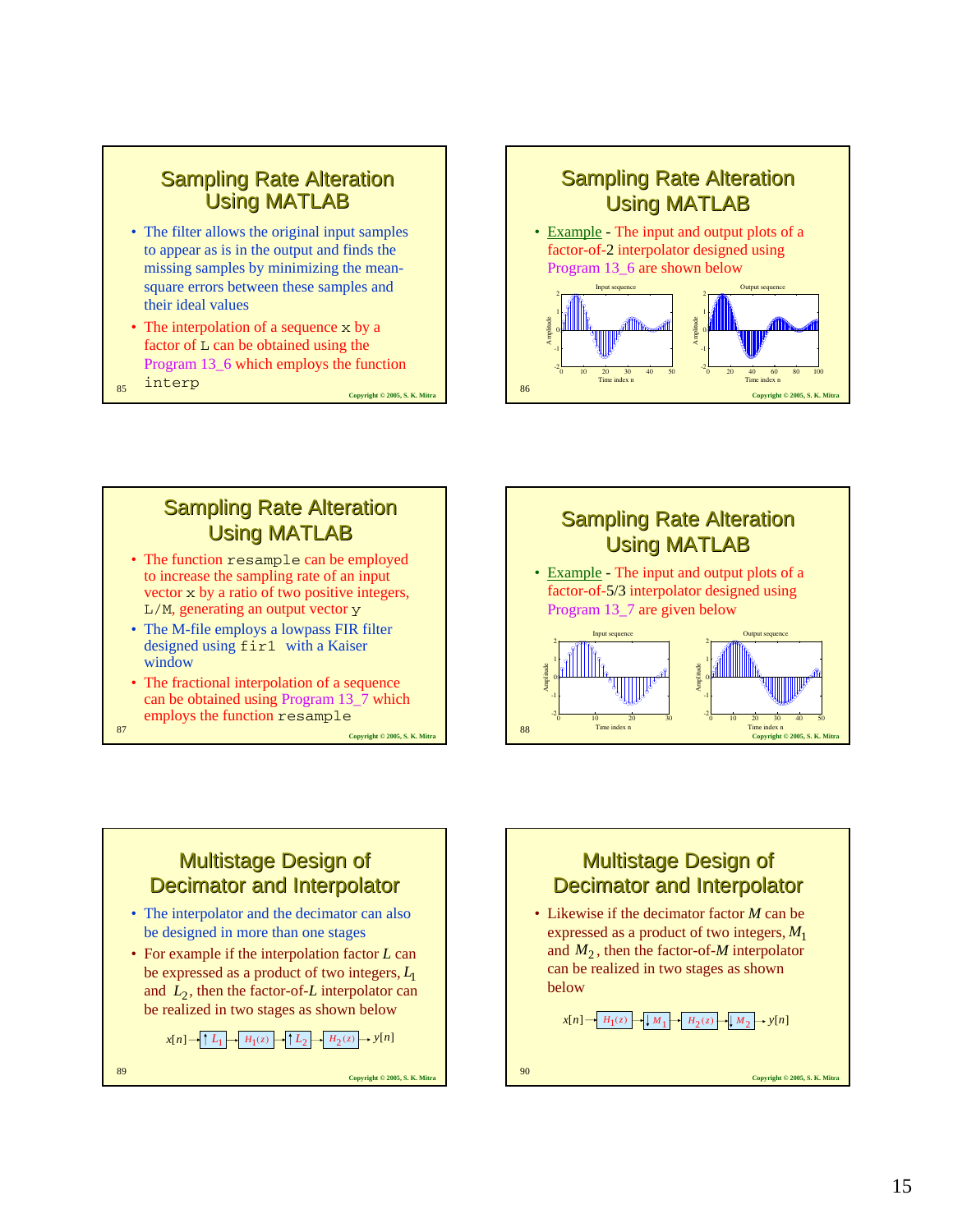## Sampling Rate Alteration Using MATLAB

- The filter allows the original input samples to appear as is in the output and finds the missing samples by minimizing the mean-square errors between these samples and their ideal values
- The interpolation of a sequence `x` by a factor of `L` can be obtained using the Program 13_6 which employs the function `interp`

## Sampling Rate Alteration Using MATLAB

- Example - The input and output plots of a factor-of-2 interpolator designed using Program 13_6 are shown below

## Sampling Rate Alteration Using MATLAB

- The function `resample` can be employed to increase the sampling rate of an input vector `x` by a ratio of two positive integers, `L/M`, generating an output vector `y`
- The M-file employs a lowpass FIR filter designed using `fir1` with a Kaiser window
- The fractional interpolation of a sequence can be obtained using Program 13_7 which employs the function `resample`

## Sampling Rate Alteration Using MATLAB

- Example - The input and output plots of a factor-of-5/3 interpolator designed using Program 13_7 are given below

## Multistage Design of Decimator and Interpolator

- The interpolator and the decimator can also be designed in more than one stages
- For example if the interpolation factor $L$ can be expressed as a product of two integers, $L_1$ and $L_2$, then the factor-of-$L$ interpolator can be realized in two stages as shown below

$$x[n] \rightarrow \uparrow L_1 \rightarrow H_1(z) \rightarrow \uparrow L_2 \rightarrow H_2(z) \rightarrow y[n]$$

## Multistage Design of Decimator and Interpolator

- Likewise if the decimator factor $M$ can be expressed as a product of two integers, $M_1$ and $M_2$, then the factor-of-$M$ interpolator can be realized in two stages as shown below

$$x[n] \rightarrow H_1(z) \rightarrow \downarrow M_1 \rightarrow H_2(z) \rightarrow \downarrow M_2 \rightarrow y[n]$$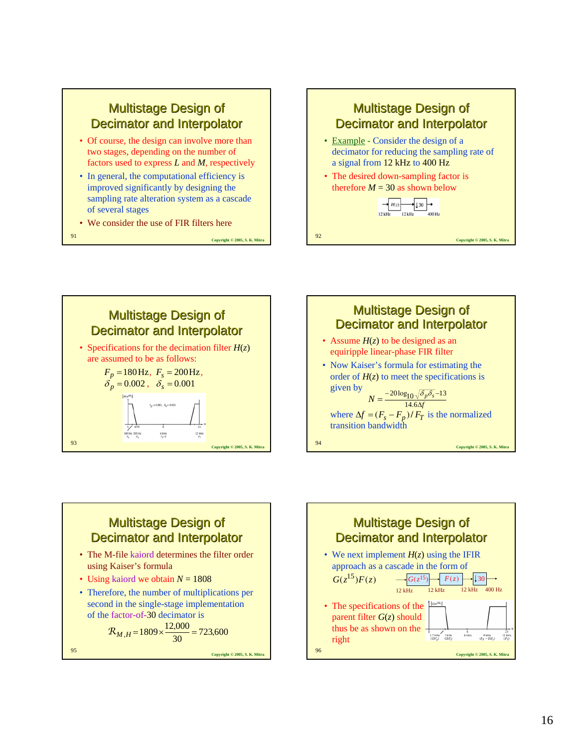## Multistage Design of Decimator and Interpolator

- Of course, the design can involve more than two stages, depending on the number of factors used to express $L$ and $M$, respectively
- In general, the computational efficiency is improved significantly by designing the sampling rate alteration system as a cascade of several stages
- We consider the use of FIR filters here

## Multistage Design of Decimator and Interpolator

- Example - Consider the design of a decimator for reducing the sampling rate of a signal from 12 kHz to 400 Hz
- The desired down-sampling factor is therefore $M = 30$ as shown below

$H(z)$ → $\downarrow 30$ (12 kHz, 12 kHz, 400 Hz)

## Multistage Design of Decimator and Interpolator

- Specifications for the decimation filter $H(z)$ are assumed to be as follows:

$$F_p = 180\,\text{Hz},\ F_s = 200\,\text{Hz},$$
$$\delta_p = 0.002,\ \delta_s = 0.001$$

## Multistage Design of Decimator and Interpolator

- Assume $H(z)$ to be designed as an equiripple linear-phase FIR filter
- Now Kaiser's formula for estimating the order of $H(z)$ to meet the specifications is given by

$$N = \frac{-20\log_{10}\sqrt{\delta_p\delta_s} - 13}{14.6\Delta f}$$

where $\Delta f = (F_s - F_p)/F_T$ is the normalized transition bandwidth

## Multistage Design of Decimator and Interpolator

- The M-file kaiord determines the filter order using Kaiser's formula
- Using kaiord we obtain $N = 1808$
- Therefore, the number of multiplications per second in the single-stage implementation of the factor-of-30 decimator is

$$\mathcal{R}_{M,H} = 1809 \times \frac{12{,}000}{30} = 723{,}600$$

## Multistage Design of Decimator and Interpolator

- We next implement $H(z)$ using the IFIR approach as a cascade in the form of

$G(z^{15})F(z)$ → $G(z^{15})$ → $F(z)$ → $\downarrow 30$ (12 kHz, 12 kHz, 12 kHz, 400 Hz)

- The specifications of the parent filter $G(z)$ should thus be as shown on the right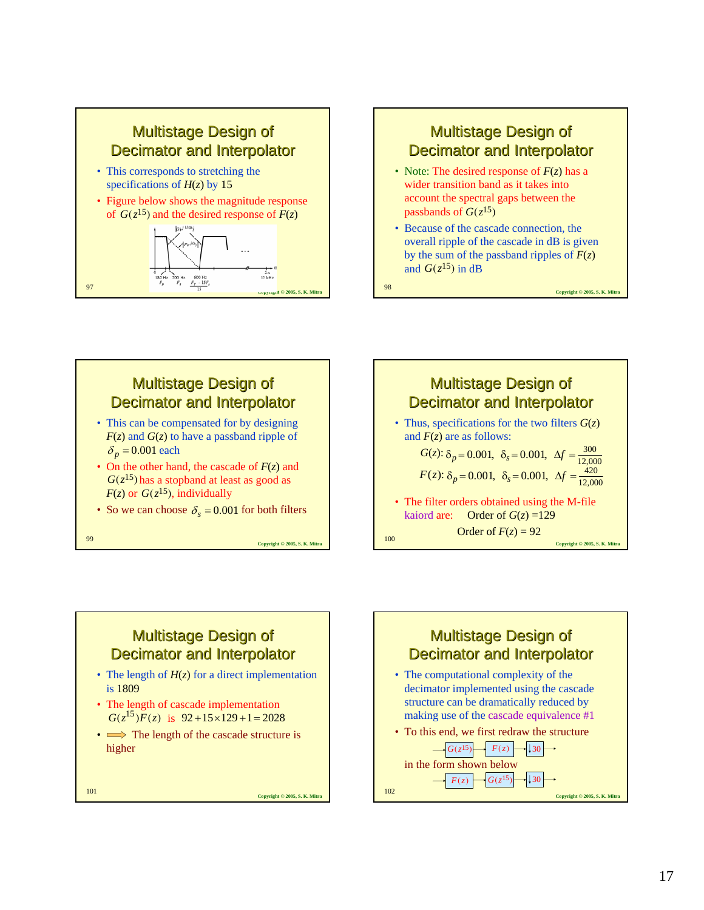## Multistage Design of Decimator and Interpolator

- This corresponds to stretching the specifications of $H(z)$ by 15
- Figure below shows the magnitude response of $G(z^{15})$ and the desired response of $F(z)$

## Multistage Design of Decimator and Interpolator

- Note: The desired response of $F(z)$ has a wider transition band as it takes into account the spectral gaps between the passbands of $G(z^{15})$
- Because of the cascade connection, the overall ripple of the cascade in dB is given by the sum of the passband ripples of $F(z)$ and $G(z^{15})$ in dB

## Multistage Design of Decimator and Interpolator

- This can be compensated for by designing $F(z)$ and $G(z)$ to have a passband ripple of $\delta_p = 0.001$ each
- On the other hand, the cascade of $F(z)$ and $G(z^{15})$ has a stopband at least as good as $F(z)$ or $G(z^{15})$, individually
- So we can choose $\delta_s = 0.001$ for both filters

## Multistage Design of Decimator and Interpolator

- Thus, specifications for the two filters $G(z)$ and $F(z)$ are as follows:

$$G(z)\text{: } \delta_p = 0.001,\ \ \delta_s = 0.001,\ \ \Delta f = \frac{300}{12{,}000}$$

$$F(z)\text{: } \delta_p = 0.001,\ \ \delta_s = 0.001,\ \ \Delta f = \frac{420}{12{,}000}$$

- The filter orders obtained using the M-file kaiord are: Order of $G(z)$ =129

  Order of $F(z)$ = 92

## Multistage Design of Decimator and Interpolator

- The length of $H(z)$ for a direct implementation is 1809
- The length of cascade implementation $G(z^{15})F(z)$ is $92 + 15 \times 129 + 1 = 2028$
- ⇒ The length of the cascade structure is higher

## Multistage Design of Decimator and Interpolator

- The computational complexity of the decimator implemented using the cascade structure can be dramatically reduced by making use of the cascade equivalence #1
- To this end, we first redraw the structure

  $\rightarrow G(z^{15}) \rightarrow F(z) \rightarrow \downarrow 30 \rightarrow$

  in the form shown below

  $\rightarrow F(z) \rightarrow G(z^{15}) \rightarrow \downarrow 30 \rightarrow$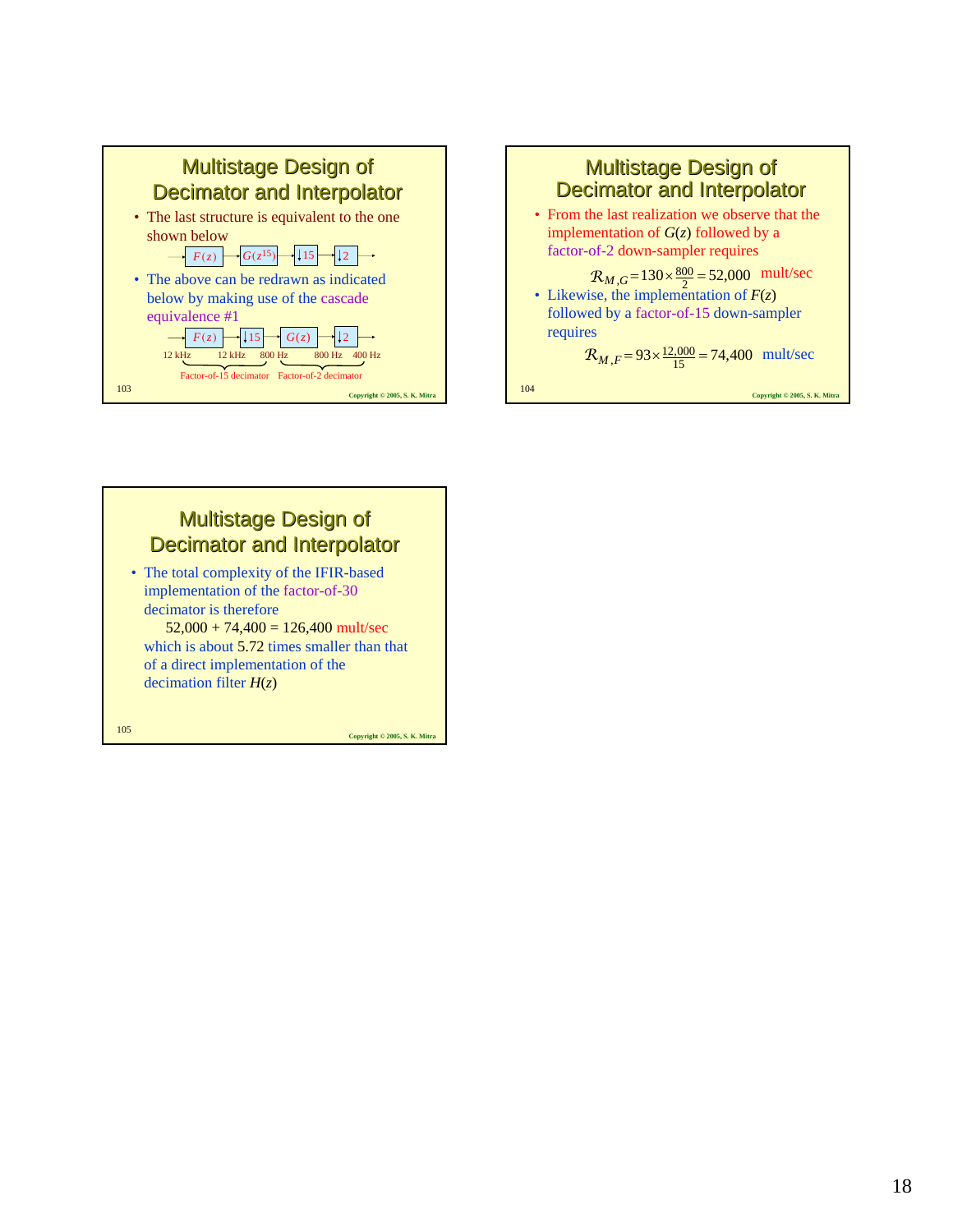## Multistage Design of Decimator and Interpolator

- The last structure is equivalent to the one shown below

$\rightarrow F(z) \rightarrow G(z^{15}) \rightarrow \downarrow 15 \rightarrow \downarrow 2 \rightarrow$

- The above can be redrawn as indicated below by making use of the cascade equivalence #1

$\rightarrow F(z) \rightarrow \downarrow 15 \rightarrow G(z) \rightarrow \downarrow 2 \rightarrow$

12 kHz   12 kHz   800 Hz   800 Hz   400 Hz

Factor-of-15 decimator   Factor-of-2 decimator

## Multistage Design of Decimator and Interpolator

- From the last realization we observe that the implementation of $G(z)$ followed by a factor-of-2 down-sampler requires

$$\mathcal{R}_{M,G} = 130 \times \frac{800}{2} = 52{,}000 \text{ mult/sec}$$

- Likewise, the implementation of $F(z)$ followed by a factor-of-15 down-sampler requires

$$\mathcal{R}_{M,F} = 93 \times \frac{12{,}000}{15} = 74{,}400 \text{ mult/sec}$$

## Multistage Design of Decimator and Interpolator

- The total complexity of the IFIR-based implementation of the factor-of-30 decimator is therefore

  52,000 + 74,400 = 126,400 mult/sec

  which is about 5.72 times smaller than that of a direct implementation of the decimation filter $H(z)$